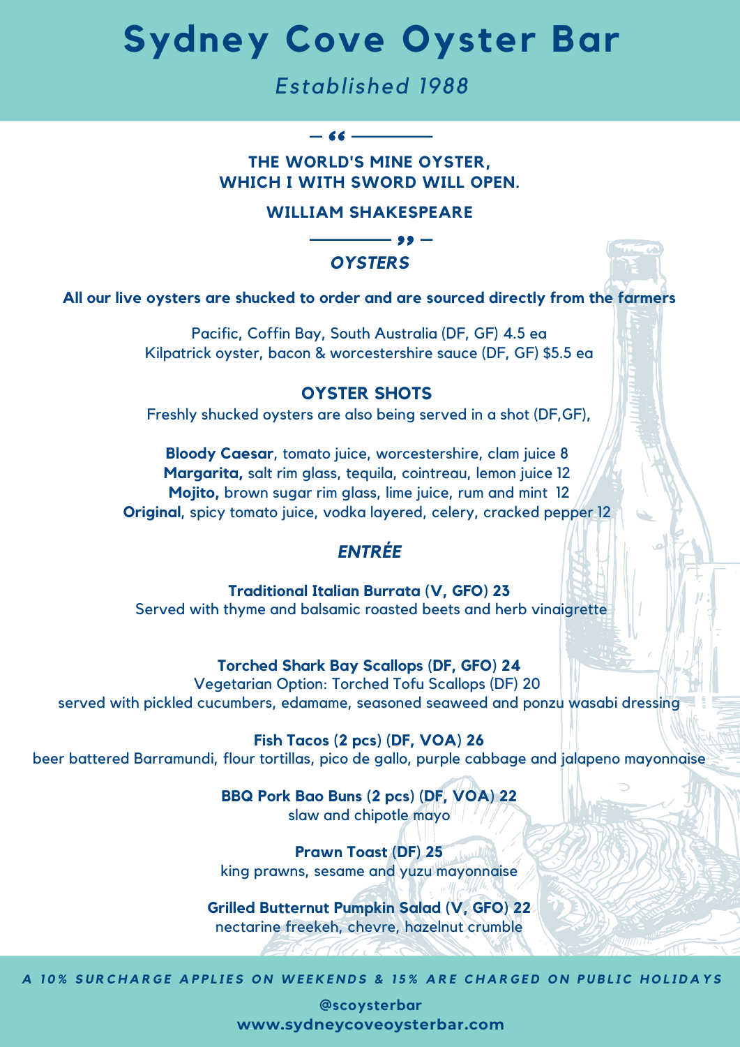# Sydney Cove Oyster Bar

*Established 1988*

> **THE WORLD'S MINE OYSTER, WHICH I WITH SWORD WILL OPEN.**
>
> **WILLIAM SHAKESPEARE**

## *OYSTERS*

**All our live oysters are shucked to order and are sourced directly from the farmers**

Pacific, Coffin Bay, South Australia (DF, GF) 4.5 ea
Kilpatrick oyster, bacon & worcestershire sauce (DF, GF) $5.5 ea

## OYSTER SHOTS

Freshly shucked oysters are also being served in a shot (DF,GF),

**Bloody Caesar**, tomato juice, worcestershire, clam juice 8
**Margarita,** salt rim glass, tequila, cointreau, lemon juice 12
**Mojito,** brown sugar rim glass, lime juice, rum and mint 12
**Original**, spicy tomato juice, vodka layered, celery, cracked pepper 12

## *ENTRÉE*

**Traditional Italian Burrata (V, GFO) 23**
Served with thyme and balsamic roasted beets and herb vinaigrette

**Torched Shark Bay Scallops (DF, GFO) 24**
Vegetarian Option: Torched Tofu Scallops (DF) 20
served with pickled cucumbers, edamame, seasoned seaweed and ponzu wasabi dressing

**Fish Tacos (2 pcs) (DF, VOA) 26**
beer battered Barramundi, flour tortillas, pico de gallo, purple cabbage and jalapeno mayonnaise

**BBQ Pork Bao Buns (2 pcs) (DF, VOA) 22**
slaw and chipotle mayo

**Prawn Toast (DF) 25**
king prawns, sesame and yuzu mayonnaise

**Grilled Butternut Pumpkin Salad (V, GFO) 22**
nectarine freekeh, chevre, hazelnut crumble

*A 10% SURCHARGE APPLIES ON WEEKENDS & 15% ARE CHARGED ON PUBLIC HOLIDAYS*

**@scoysterbar**
**www.sydneycoveoysterbar.com**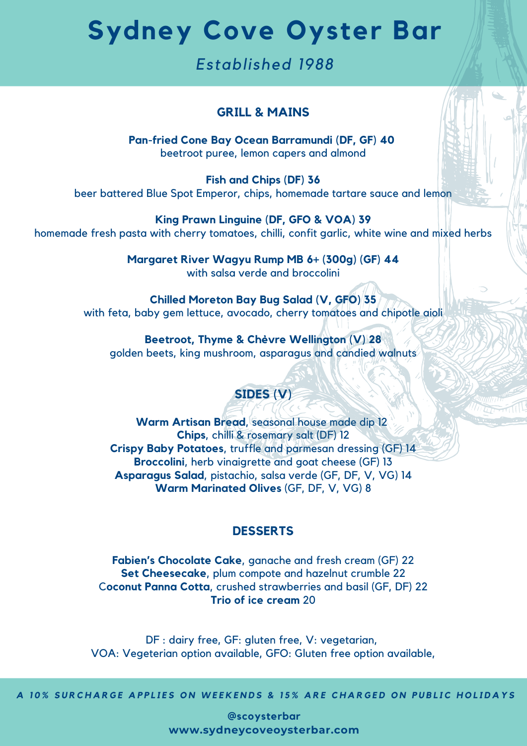# Sydney Cove Oyster Bar

*Established 1988*

## GRILL & MAINS

**Pan-fried Cone Bay Ocean Barramundi (DF, GF) 40**
beetroot puree, lemon capers and almond

**Fish and Chips (DF) 36**
beer battered Blue Spot Emperor, chips, homemade tartare sauce and lemon

**King Prawn Linguine (DF, GFO & VOA) 39**
homemade fresh pasta with cherry tomatoes, chilli, confit garlic, white wine and mixed herbs

**Margaret River Wagyu Rump MB 6+ (300g) (GF) 44**
with salsa verde and broccolini

**Chilled Moreton Bay Bug Salad (V, GFO) 35**
with feta, baby gem lettuce, avocado, cherry tomatoes and chipotle aioli

**Beetroot, Thyme & Chèvre Wellington (V) 28**
golden beets, king mushroom, asparagus and candied walnuts

## SIDES (V)

**Warm Artisan Bread**, seasonal house made dip 12
**Chips**, chilli & rosemary salt (DF) 12
**Crispy Baby Potatoes**, truffle and parmesan dressing (GF) 14
**Broccolini**, herb vinaigrette and goat cheese (GF) 13
**Asparagus Salad**, pistachio, salsa verde (GF, DF, V, VG) 14
**Warm Marinated Olives** (GF, DF, V, VG) 8

## DESSERTS

**Fabien's Chocolate Cake**, ganache and fresh cream (GF) 22
**Set Cheesecake**, plum compote and hazelnut crumble 22
C**oconut Panna Cotta**, crushed strawberries and basil (GF, DF) 22
**Trio of ice cream** 20

DF : dairy free, GF: gluten free, V: vegetarian,
VOA: Vegeterian option available, GFO: Gluten free option available,

*A 10% SURCHARGE APPLIES ON WEEKENDS & 15% ARE CHARGED ON PUBLIC HOLIDAYS*

**@scoysterbar**
**www.sydneycoveoysterbar.com**